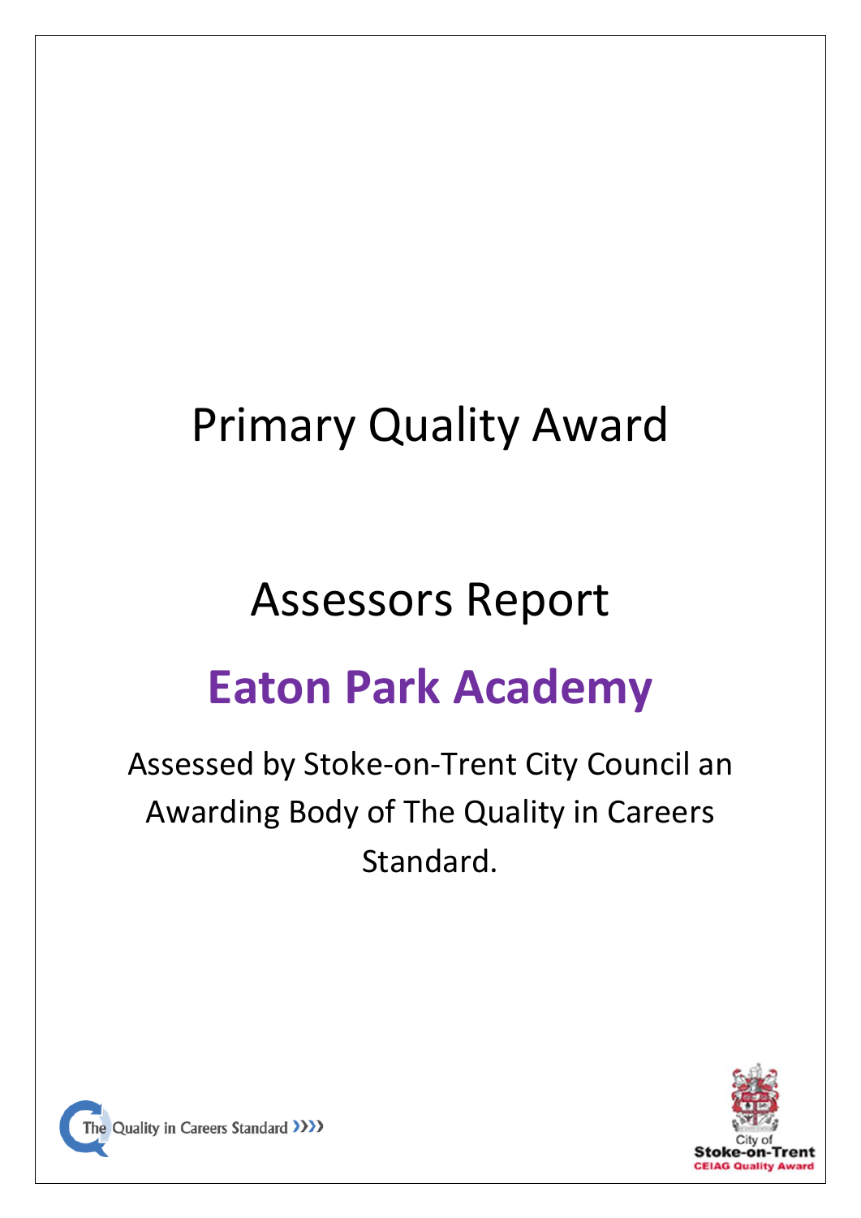# Primary Quality Award

## Assessors Report

# Eaton Park Academy

Assessed by Stoke-on-Trent City Council an Awarding Body of The Quality in Careers Standard.

The Quality in Careers Standard

City of Stoke-on-Trent CEIAG Quality Award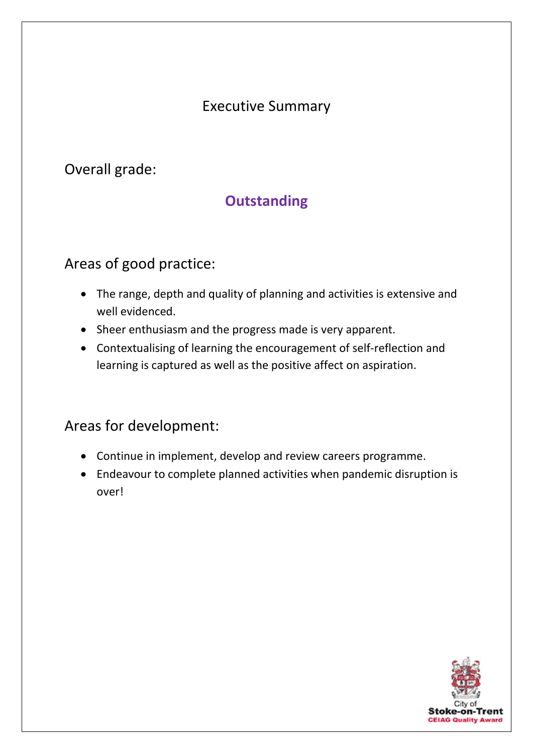# Executive Summary

## Overall grade:

**Outstanding**

## Areas of good practice:

- The range, depth and quality of planning and activities is extensive and well evidenced.
- Sheer enthusiasm and the progress made is very apparent.
- Contextualising of learning the encouragement of self-reflection and learning is captured as well as the positive affect on aspiration.

## Areas for development:

- Continue in implement, develop and review careers programme.
- Endeavour to complete planned activities when pandemic disruption is over!

City of Stoke-on-Trent CEIAG Quality Award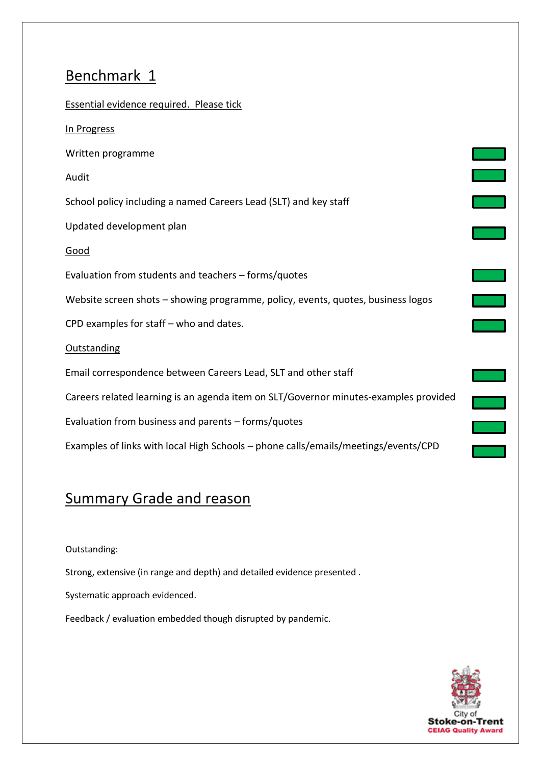## Benchmark 1

Essential evidence required. Please tick

In Progress

Written programme

Audit

School policy including a named Careers Lead (SLT) and key staff

Updated development plan

Good

Evaluation from students and teachers – forms/quotes

Website screen shots – showing programme, policy, events, quotes, business logos

CPD examples for staff – who and dates.

Outstanding

Email correspondence between Careers Lead, SLT and other staff

Careers related learning is an agenda item on SLT/Governor minutes-examples provided

Evaluation from business and parents – forms/quotes

Examples of links with local High Schools – phone calls/emails/meetings/events/CPD

## Summary Grade and reason

Outstanding:

Strong, extensive (in range and depth) and detailed evidence presented .

Systematic approach evidenced.

Feedback / evaluation embedded though disrupted by pandemic.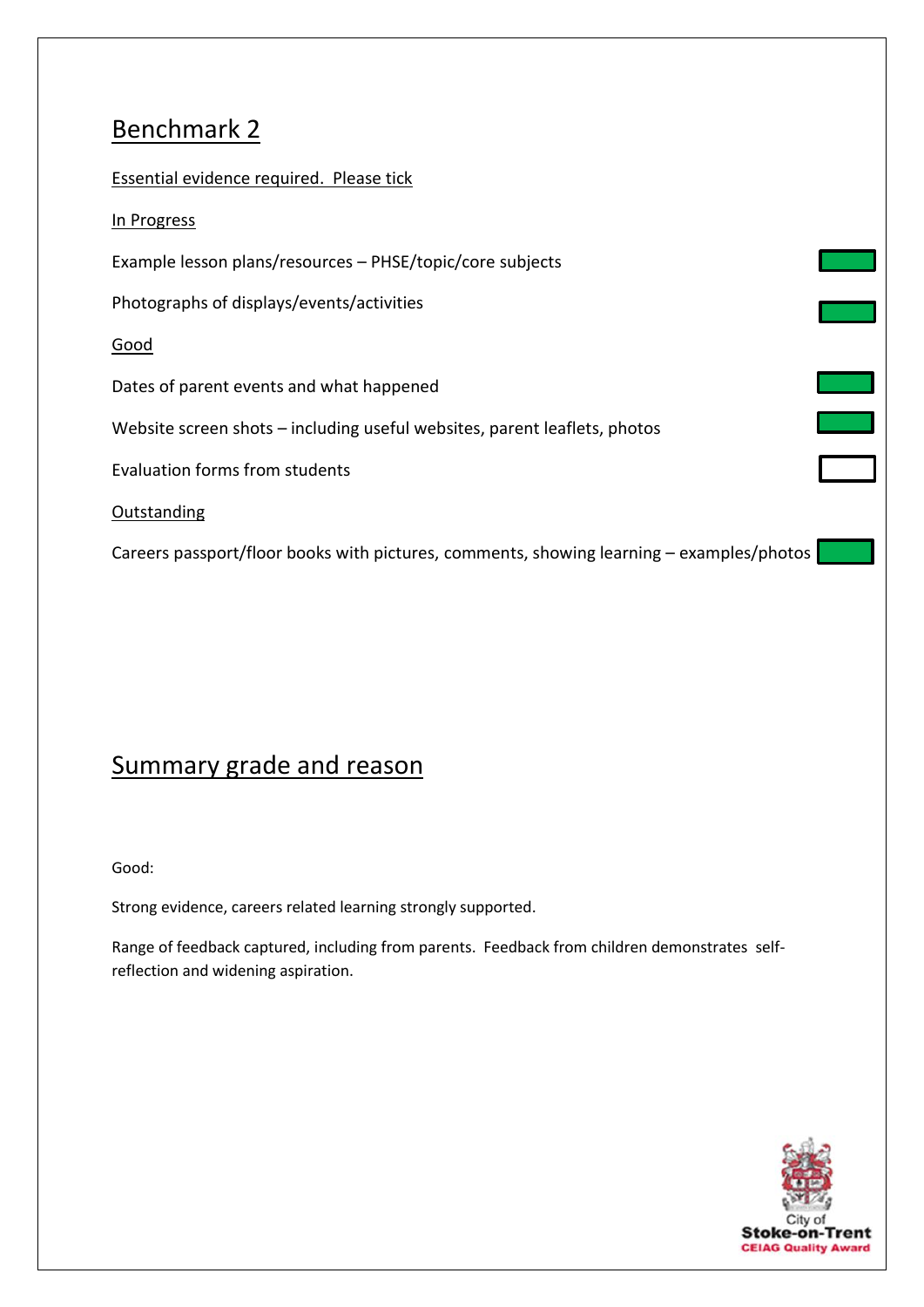## Benchmark 2

Essential evidence required. Please tick

In Progress

- [x] Example lesson plans/resources – PHSE/topic/core subjects
- [x] Photographs of displays/events/activities

Good

- [x] Dates of parent events and what happened
- [x] Website screen shots – including useful websites, parent leaflets, photos
- [ ] Evaluation forms from students

Outstanding

- [x] Careers passport/floor books with pictures, comments, showing learning – examples/photos

## Summary grade and reason

Good:

Strong evidence, careers related learning strongly supported.

Range of feedback captured, including from parents. Feedback from children demonstrates self-reflection and widening aspiration.

City of Stoke-on-Trent CEIAG Quality Award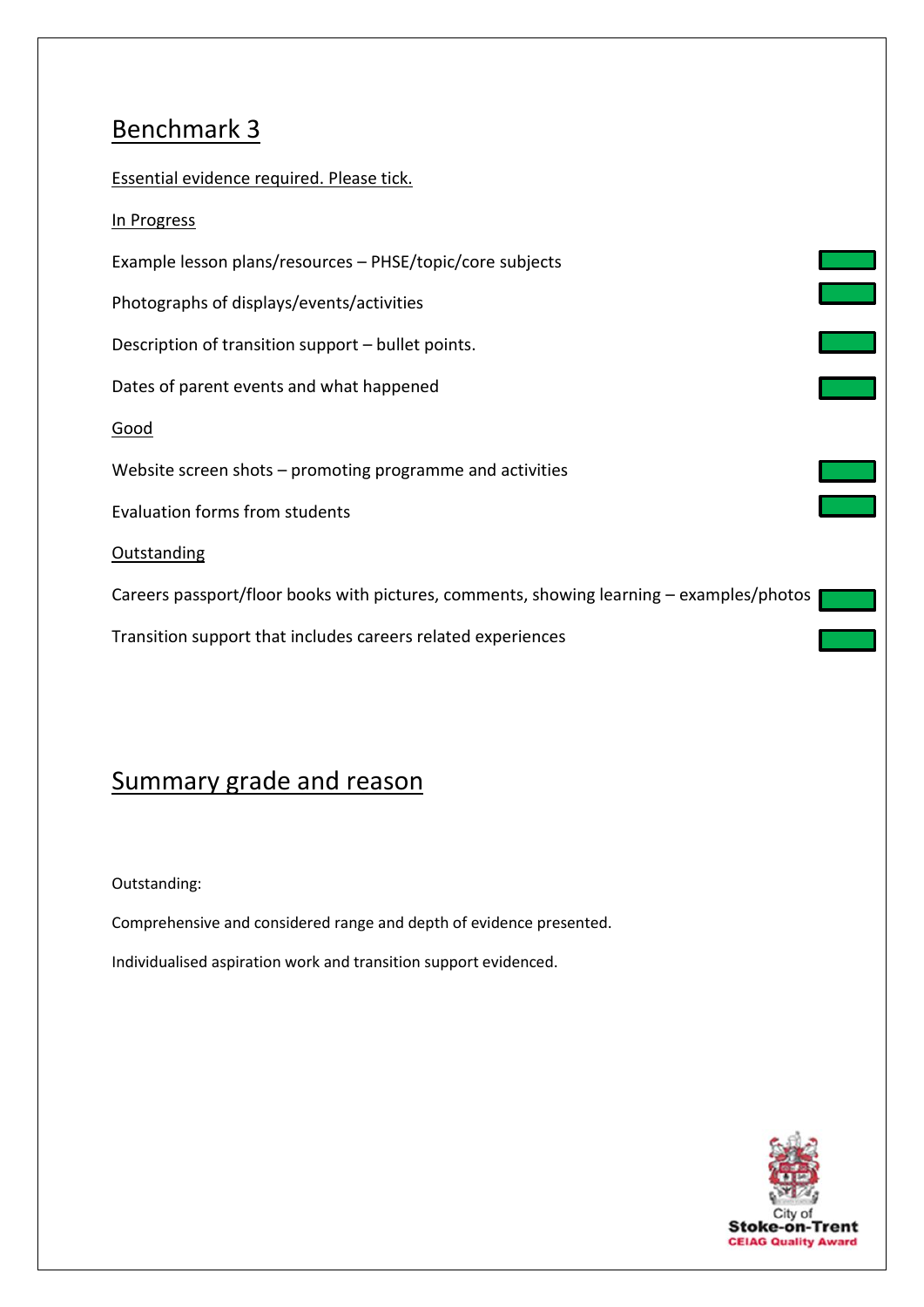## Benchmark 3

Essential evidence required. Please tick.

In Progress

- Example lesson plans/resources – PHSE/topic/core subjects
- Photographs of displays/events/activities
- Description of transition support – bullet points.
- Dates of parent events and what happened

Good

- Website screen shots – promoting programme and activities
- Evaluation forms from students

Outstanding

- Careers passport/floor books with pictures, comments, showing learning – examples/photos
- Transition support that includes careers related experiences

## Summary grade and reason

Outstanding:

Comprehensive and considered range and depth of evidence presented.

Individualised aspiration work and transition support evidenced.

City of Stoke-on-Trent CEIAG Quality Award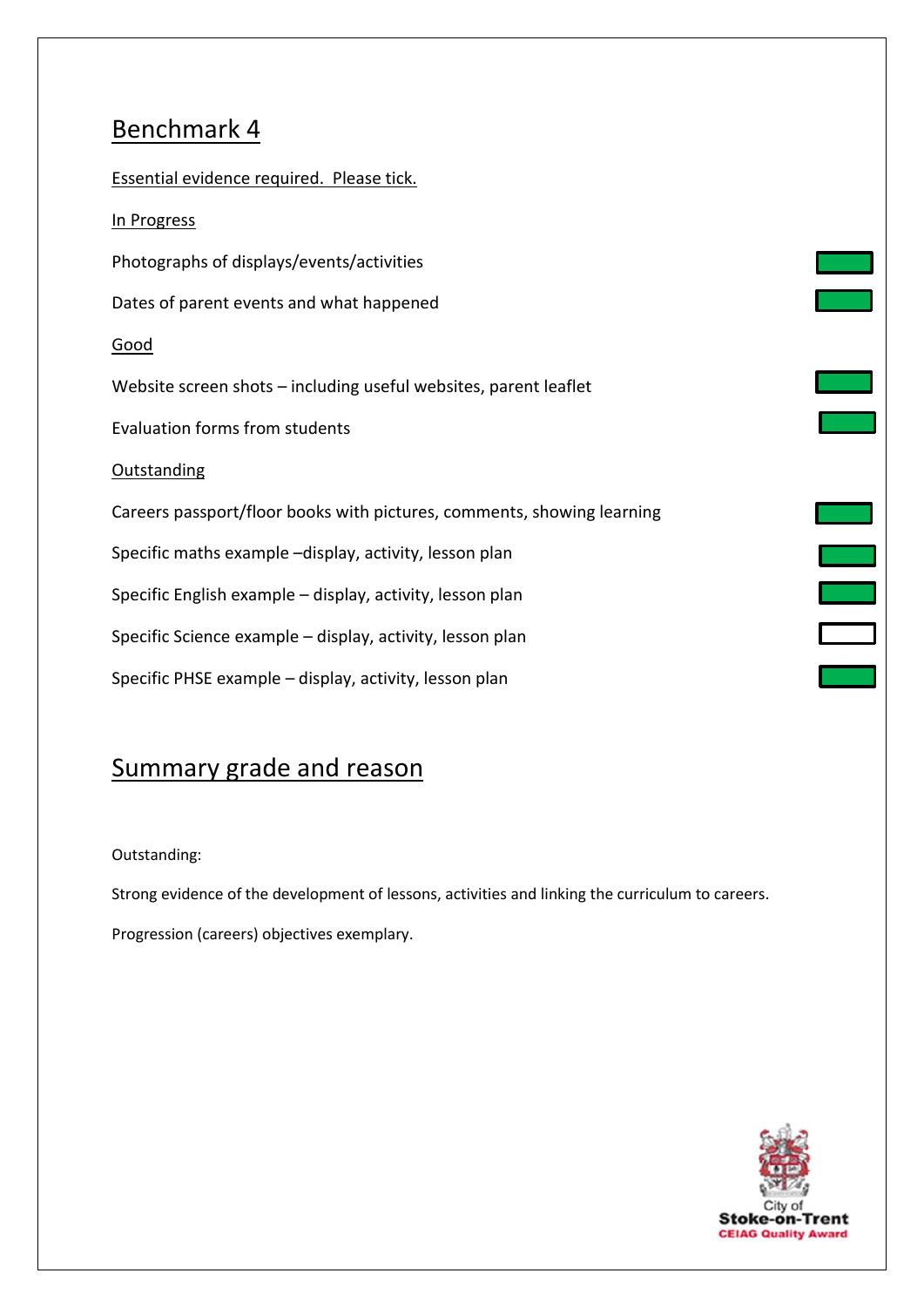## Benchmark 4

Essential evidence required. Please tick.

In Progress

- [x] Photographs of displays/events/activities
- [x] Dates of parent events and what happened

Good

- [x] Website screen shots – including useful websites, parent leaflet
- [x] Evaluation forms from students

Outstanding

- [x] Careers passport/floor books with pictures, comments, showing learning
- [x] Specific maths example –display, activity, lesson plan
- [x] Specific English example – display, activity, lesson plan
- [ ] Specific Science example – display, activity, lesson plan
- [x] Specific PHSE example – display, activity, lesson plan

## Summary grade and reason

Outstanding:

Strong evidence of the development of lessons, activities and linking the curriculum to careers.

Progression (careers) objectives exemplary.

City of Stoke-on-Trent CEIAG Quality Award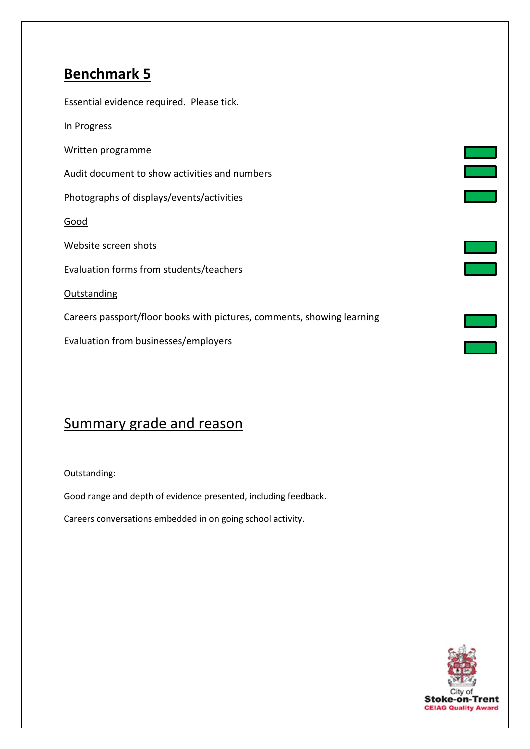## Benchmark 5

Essential evidence required. Please tick.

In Progress

- Written programme ✓
- Audit document to show activities and numbers ✓
- Photographs of displays/events/activities ✓

Good

- Website screen shots ✓
- Evaluation forms from students/teachers ✓

Outstanding

- Careers passport/floor books with pictures, comments, showing learning ✓
- Evaluation from businesses/employers ✓

## Summary grade and reason

Outstanding:

Good range and depth of evidence presented, including feedback.

Careers conversations embedded in on going school activity.

City of Stoke-on-Trent CEIAG Quality Award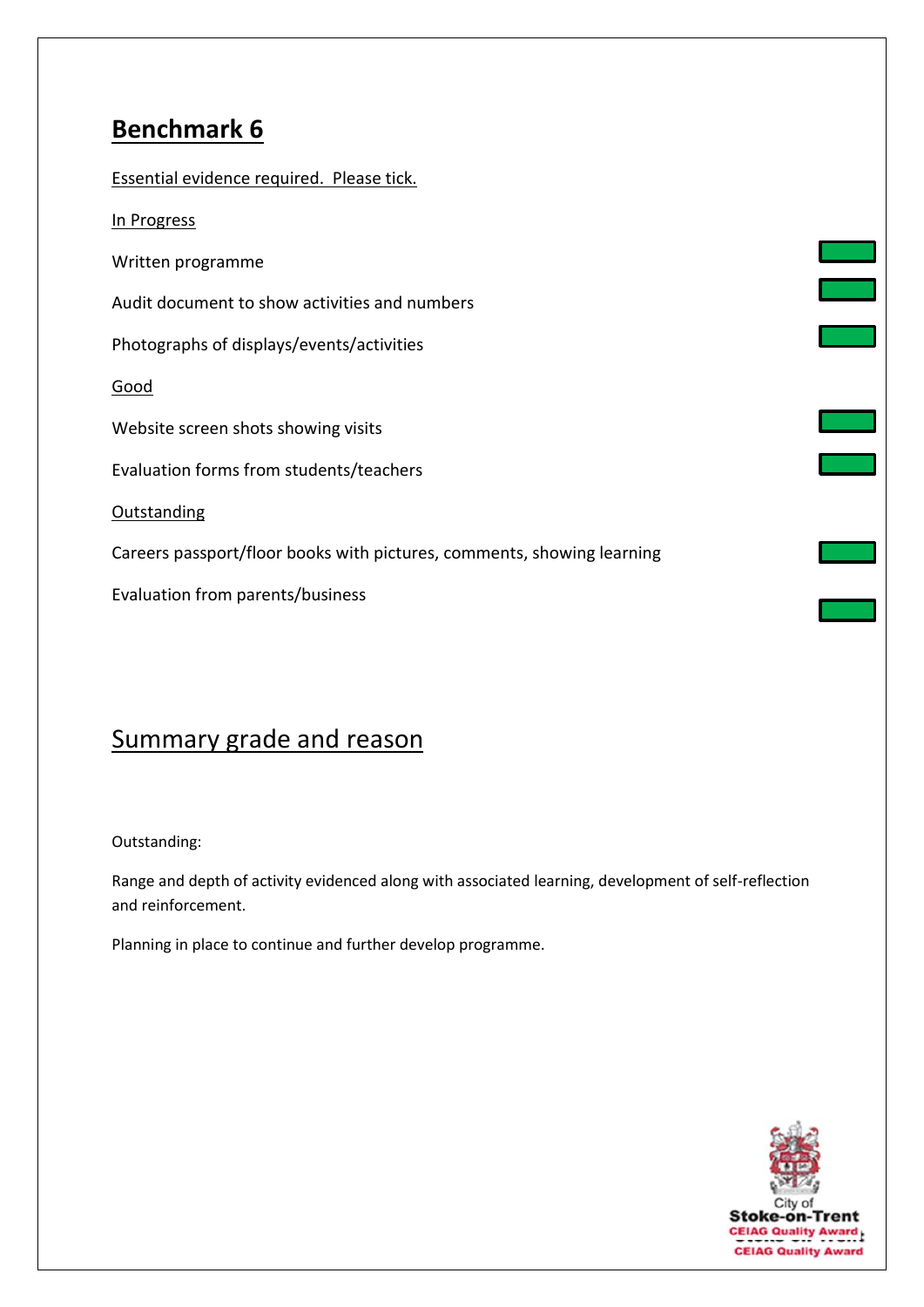# Benchmark 6

Essential evidence required. Please tick.

In Progress

Written programme

Audit document to show activities and numbers

Photographs of displays/events/activities

Good

Website screen shots showing visits

Evaluation forms from students/teachers

Outstanding

Careers passport/floor books with pictures, comments, showing learning

Evaluation from parents/business

## Summary grade and reason

Outstanding:

Range and depth of activity evidenced along with associated learning, development of self-reflection and reinforcement.

Planning in place to continue and further develop programme.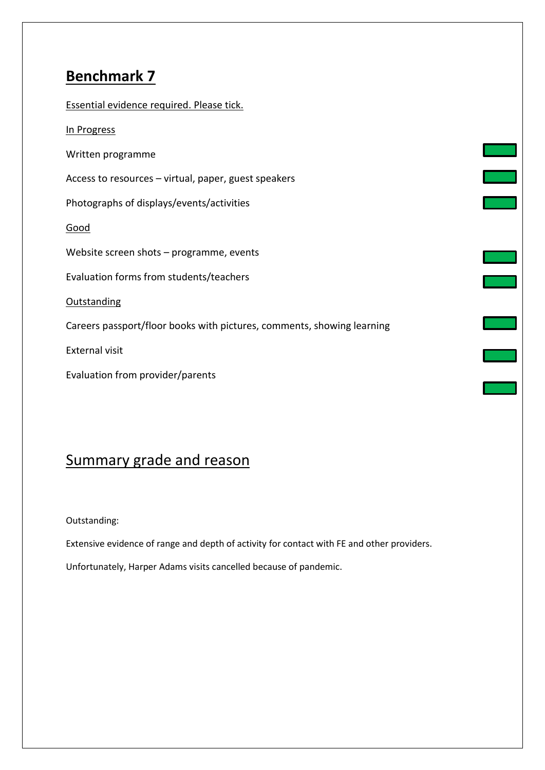## **Benchmark 7**

Essential evidence required. Please tick.

In Progress

Written programme

Access to resources – virtual, paper, guest speakers

Photographs of displays/events/activities

Good

Website screen shots – programme, events

Evaluation forms from students/teachers

Outstanding

Careers passport/floor books with pictures, comments, showing learning

External visit

Evaluation from provider/parents

## Summary grade and reason

Outstanding:

Extensive evidence of range and depth of activity for contact with FE and other providers.

Unfortunately, Harper Adams visits cancelled because of pandemic.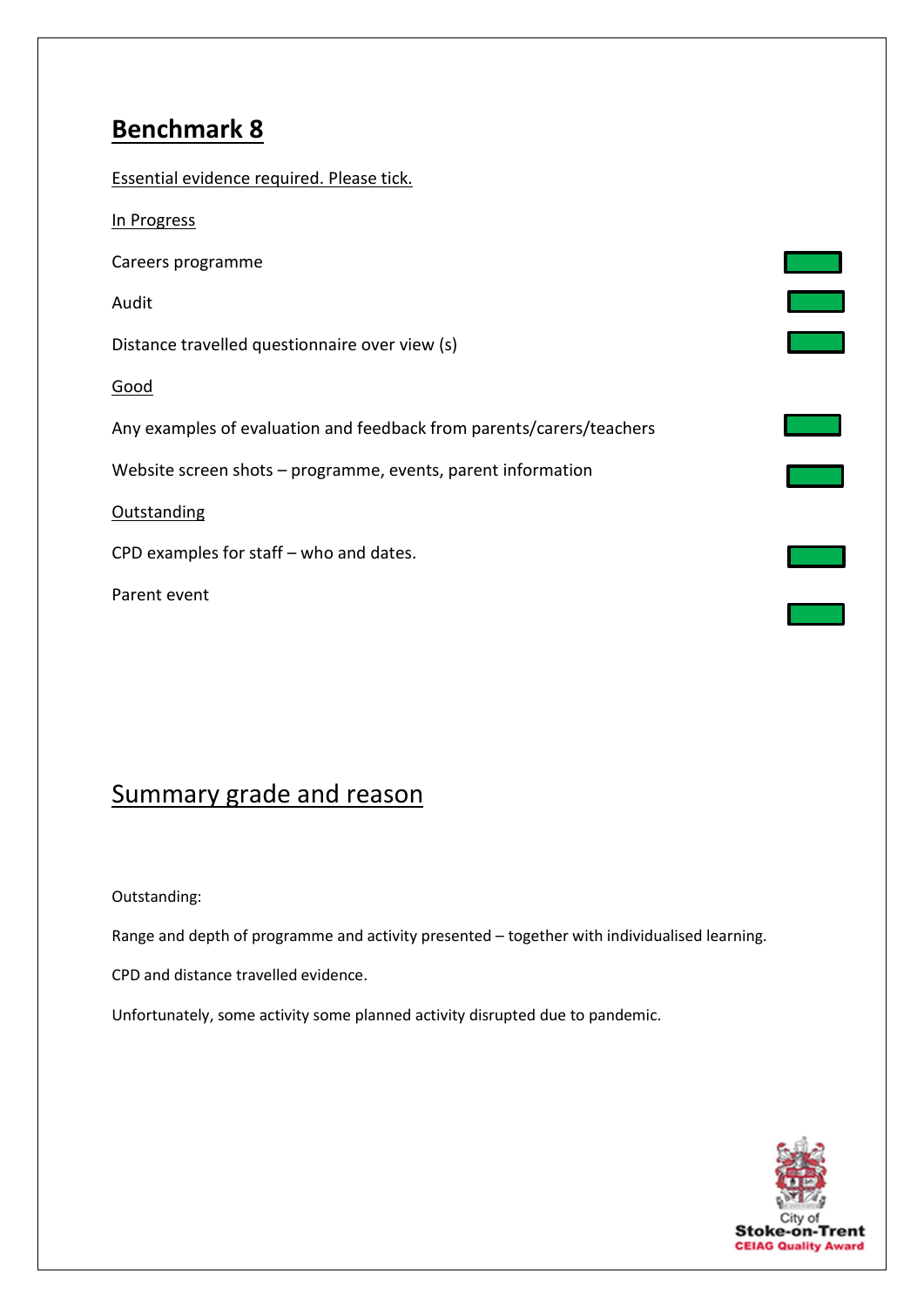# Benchmark 8

Essential evidence required. Please tick.

In Progress

Careers programme

Audit

Distance travelled questionnaire over view (s)

Good

Any examples of evaluation and feedback from parents/carers/teachers

Website screen shots – programme, events, parent information

Outstanding

CPD examples for staff – who and dates.

Parent event

## Summary grade and reason

Outstanding:

Range and depth of programme and activity presented – together with individualised learning.

CPD and distance travelled evidence.

Unfortunately, some activity some planned activity disrupted due to pandemic.

City of Stoke-on-Trent
CEIAG Quality Award